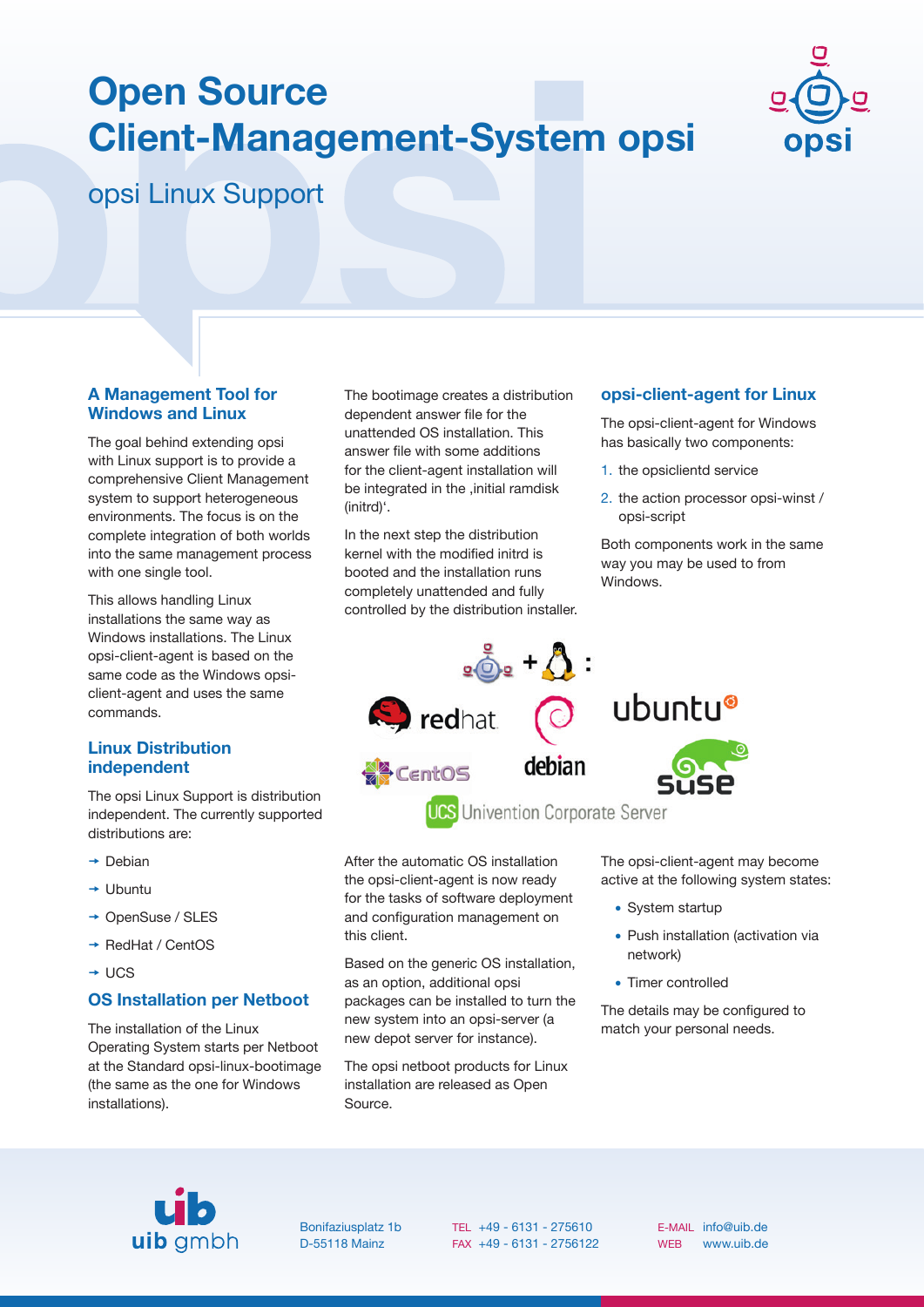# Open Source Client-Management-System opsi

## opsi Linux Support

### A Management Tool for Windows and Linux

The goal behind extending opsi with Linux support is to provide a comprehensive Client Management system to support heterogeneous environments. The focus is on the complete integration of both worlds into the same management process with one single tool.

This allows handling Linux installations the same way as Windows installations. The Linux opsi-client-agent is based on the same code as the Windows opsi-client-agent and uses the same commands.

### Linux Distribution independent

The opsi Linux Support is distribution independent. The currently supported distributions are:

- Debian
- Ubuntu
- OpenSuse / SLES
- RedHat / CentOS
- UCS

### OS Installation per Netboot

The installation of the Linux Operating System starts per Netboot at the Standard opsi-linux-bootimage (the same as the one for Windows installations).

The bootimage creates a distribution dependent answer file for the unattended OS installation. This answer file with some additions for the client-agent installation will be integrated in the ‚initial ramdisk (initrd)'.

In the next step the distribution kernel with the modified initrd is booted and the installation runs completely unattended and fully controlled by the distribution installer.

### opsi-client-agent for Linux

The opsi-client-agent for Windows has basically two components:

1. the opsiclientd service
2. the action processor opsi-winst / opsi-script

Both components work in the same way you may be used to from Windows.

After the automatic OS installation the opsi-client-agent is now ready for the tasks of software deployment and configuration management on this client.

Based on the generic OS installation, as an option, additional opsi packages can be installed to turn the new system into an opsi-server (a new depot server for instance).

The opsi netboot products for Linux installation are released as Open Source.

The opsi-client-agent may become active at the following system states:

- System startup
- Push installation (activation via network)
- Timer controlled

The details may be configured to match your personal needs.

uib gmbh

Bonifaziusplatz 1b
D-55118 Mainz

TEL +49 - 6131 - 275610
FAX +49 - 6131 - 2756122

E-MAIL info@uib.de
WEB www.uib.de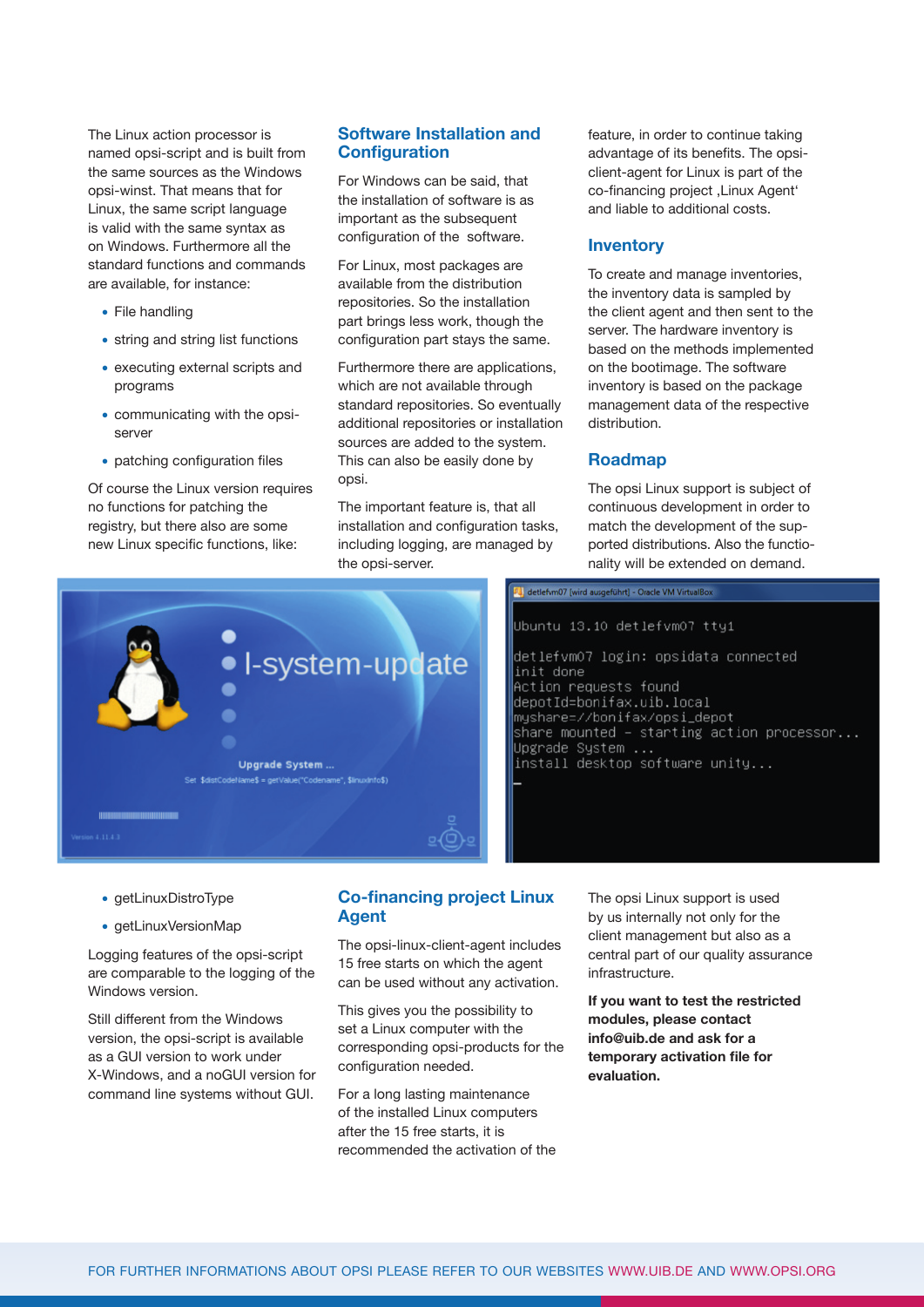The Linux action processor is named opsi-script and is built from the same sources as the Windows opsi-winst. That means that for Linux, the same script language is valid with the same syntax as on Windows. Furthermore all the standard functions and commands are available, for instance:

- File handling
- string and string list functions
- executing external scripts and programs
- communicating with the opsi-server
- patching configuration files

Of course the Linux version requires no functions for patching the registry, but there also are some new Linux specific functions, like:

- getLinuxDistroType
- getLinuxVersionMap

Logging features of the opsi-script are comparable to the logging of the Windows version.

Still different from the Windows version, the opsi-script is available as a GUI version to work under X-Windows, and a noGUI version for command line systems without GUI.

## Software Installation and Configuration

For Windows can be said, that the installation of software is as important as the subsequent configuration of the software.

For Linux, most packages are available from the distribution repositories. So the installation part brings less work, though the configuration part stays the same.

Furthermore there are applications, which are not available through standard repositories. So eventually additional repositories or installation sources are added to the system. This can also be easily done by opsi.

The important feature is, that all installation and configuration tasks, including logging, are managed by the opsi-server.

## Co-financing project Linux Agent

The opsi-linux-client-agent includes 15 free starts on which the agent can be used without any activation.

This gives you the possibility to set a Linux computer with the corresponding opsi-products for the configuration needed.

For a long lasting maintenance of the installed Linux computers after the 15 free starts, it is recommended the activation of the feature, in order to continue taking advantage of its benefits. The opsi-client-agent for Linux is part of the co-financing project ‚Linux Agent‘ and liable to additional costs.

## Inventory

To create and manage inventories, the inventory data is sampled by the client agent and then sent to the server. The hardware inventory is based on the methods implemented on the bootimage. The software inventory is based on the package management data of the respective distribution.

## Roadmap

The opsi Linux support is subject of continuous development in order to match the development of the supported distributions. Also the functionality will be extended on demand.

The opsi Linux support is used by us internally not only for the client management but also as a central part of our quality assurance infrastructure.

**If you want to test the restricted modules, please contact info@uib.de and ask for a temporary activation file for evaluation.**

FOR FURTHER INFORMATIONS ABOUT OPSI PLEASE REFER TO OUR WEBSITES WWW.UIB.DE AND WWW.OPSI.ORG